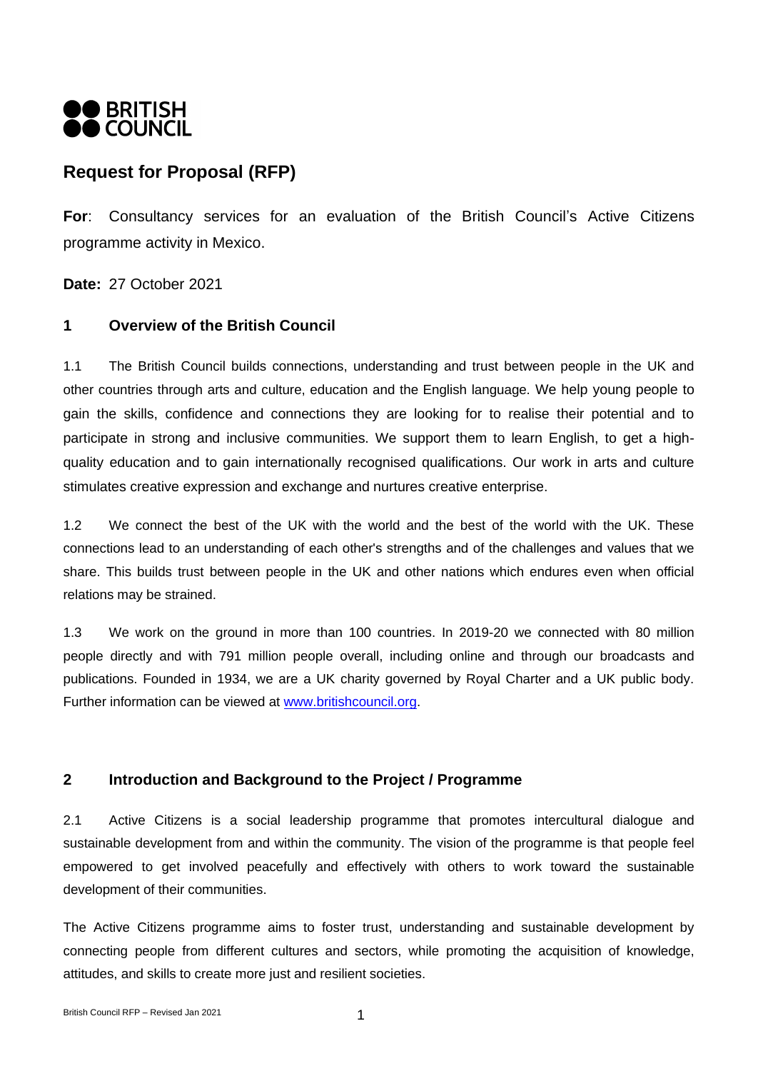**BRITISH COUNCIL**

# Request for Proposal (RFP)

**For**: Consultancy services for an evaluation of the British Council's Active Citizens programme activity in Mexico.

**Date:** 27 October 2021

## 1 Overview of the British Council

1.1 The British Council builds connections, understanding and trust between people in the UK and other countries through arts and culture, education and the English language. We help young people to gain the skills, confidence and connections they are looking for to realise their potential and to participate in strong and inclusive communities. We support them to learn English, to get a high-quality education and to gain internationally recognised qualifications. Our work in arts and culture stimulates creative expression and exchange and nurtures creative enterprise.

1.2 We connect the best of the UK with the world and the best of the world with the UK. These connections lead to an understanding of each other's strengths and of the challenges and values that we share. This builds trust between people in the UK and other nations which endures even when official relations may be strained.

1.3 We work on the ground in more than 100 countries. In 2019-20 we connected with 80 million people directly and with 791 million people overall, including online and through our broadcasts and publications. Founded in 1934, we are a UK charity governed by Royal Charter and a UK public body. Further information can be viewed at www.britishcouncil.org.

## 2 Introduction and Background to the Project / Programme

2.1 Active Citizens is a social leadership programme that promotes intercultural dialogue and sustainable development from and within the community. The vision of the programme is that people feel empowered to get involved peacefully and effectively with others to work toward the sustainable development of their communities.

The Active Citizens programme aims to foster trust, understanding and sustainable development by connecting people from different cultures and sectors, while promoting the acquisition of knowledge, attitudes, and skills to create more just and resilient societies.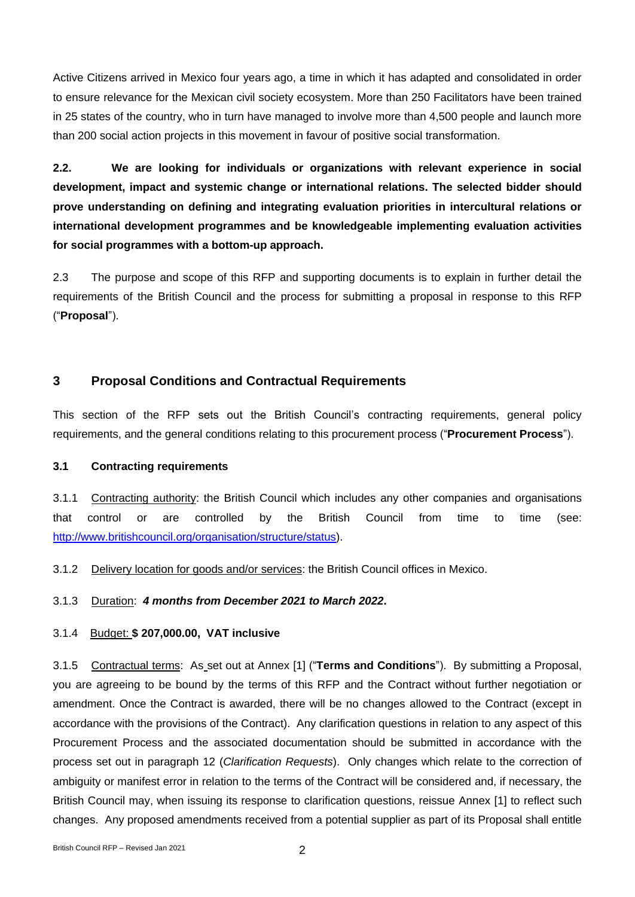Active Citizens arrived in Mexico four years ago, a time in which it has adapted and consolidated in order to ensure relevance for the Mexican civil society ecosystem. More than 250 Facilitators have been trained in 25 states of the country, who in turn have managed to involve more than 4,500 people and launch more than 200 social action projects in this movement in favour of positive social transformation.

**2.2. We are looking for individuals or organizations with relevant experience in social development, impact and systemic change or international relations. The selected bidder should prove understanding on defining and integrating evaluation priorities in intercultural relations or international development programmes and be knowledgeable implementing evaluation activities for social programmes with a bottom-up approach.**

2.3 The purpose and scope of this RFP and supporting documents is to explain in further detail the requirements of the British Council and the process for submitting a proposal in response to this RFP ("**Proposal**").

## 3 Proposal Conditions and Contractual Requirements

This section of the RFP sets out the British Council's contracting requirements, general policy requirements, and the general conditions relating to this procurement process ("**Procurement Process**").

### 3.1 Contracting requirements

3.1.1 Contracting authority: the British Council which includes any other companies and organisations that control or are controlled by the British Council from time to time (see: http://www.britishcouncil.org/organisation/structure/status).

3.1.2 Delivery location for goods and/or services: the British Council offices in Mexico.

3.1.3 Duration: ***4 months from December 2021 to March 2022*.**

3.1.4 Budget: **$ 207,000.00, VAT inclusive**

3.1.5 Contractual terms: As set out at Annex [1] ("**Terms and Conditions**"). By submitting a Proposal, you are agreeing to be bound by the terms of this RFP and the Contract without further negotiation or amendment. Once the Contract is awarded, there will be no changes allowed to the Contract (except in accordance with the provisions of the Contract). Any clarification questions in relation to any aspect of this Procurement Process and the associated documentation should be submitted in accordance with the process set out in paragraph 12 (*Clarification Requests*). Only changes which relate to the correction of ambiguity or manifest error in relation to the terms of the Contract will be considered and, if necessary, the British Council may, when issuing its response to clarification questions, reissue Annex [1] to reflect such changes. Any proposed amendments received from a potential supplier as part of its Proposal shall entitle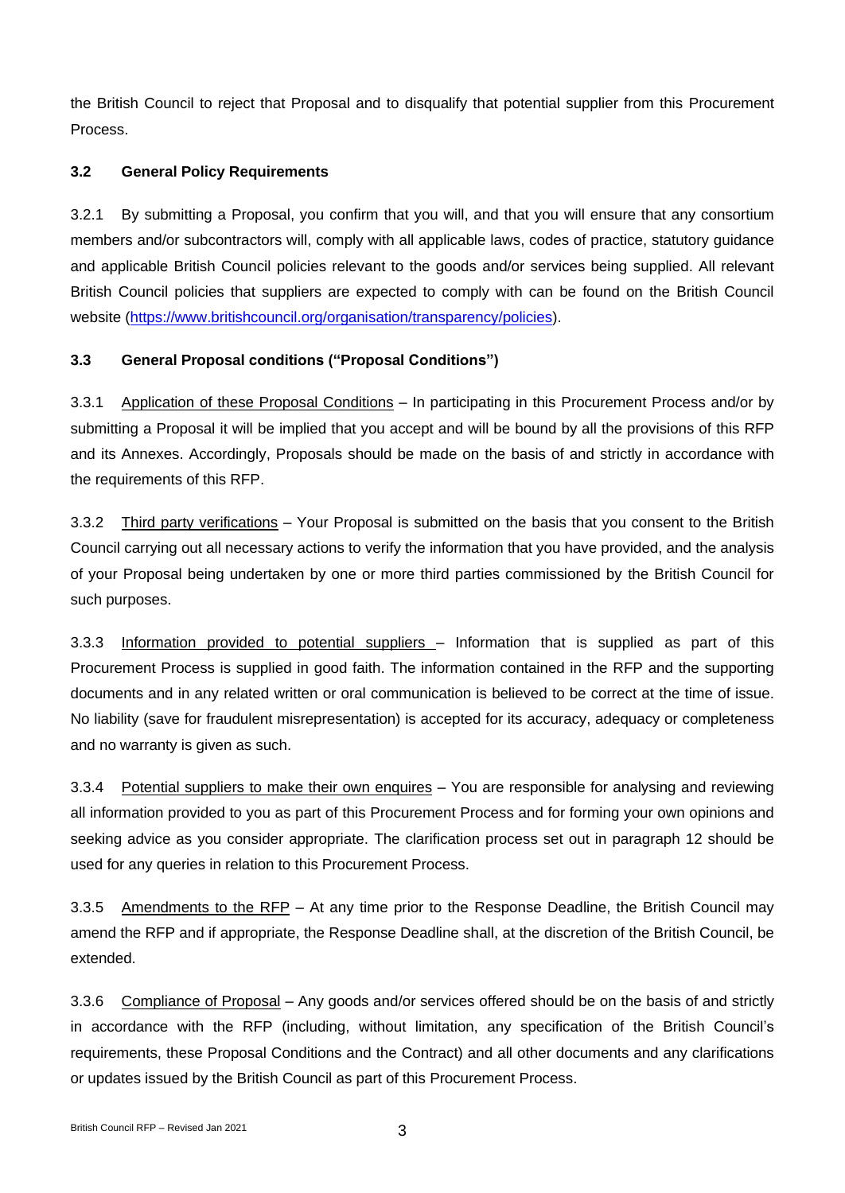the British Council to reject that Proposal and to disqualify that potential supplier from this Procurement Process.

### 3.2 General Policy Requirements

3.2.1 By submitting a Proposal, you confirm that you will, and that you will ensure that any consortium members and/or subcontractors will, comply with all applicable laws, codes of practice, statutory guidance and applicable British Council policies relevant to the goods and/or services being supplied. All relevant British Council policies that suppliers are expected to comply with can be found on the British Council website (https://www.britishcouncil.org/organisation/transparency/policies).

### 3.3 General Proposal conditions ("Proposal Conditions")

3.3.1 Application of these Proposal Conditions – In participating in this Procurement Process and/or by submitting a Proposal it will be implied that you accept and will be bound by all the provisions of this RFP and its Annexes. Accordingly, Proposals should be made on the basis of and strictly in accordance with the requirements of this RFP.

3.3.2 Third party verifications – Your Proposal is submitted on the basis that you consent to the British Council carrying out all necessary actions to verify the information that you have provided, and the analysis of your Proposal being undertaken by one or more third parties commissioned by the British Council for such purposes.

3.3.3 Information provided to potential suppliers – Information that is supplied as part of this Procurement Process is supplied in good faith. The information contained in the RFP and the supporting documents and in any related written or oral communication is believed to be correct at the time of issue. No liability (save for fraudulent misrepresentation) is accepted for its accuracy, adequacy or completeness and no warranty is given as such.

3.3.4 Potential suppliers to make their own enquires – You are responsible for analysing and reviewing all information provided to you as part of this Procurement Process and for forming your own opinions and seeking advice as you consider appropriate. The clarification process set out in paragraph 12 should be used for any queries in relation to this Procurement Process.

3.3.5 Amendments to the RFP – At any time prior to the Response Deadline, the British Council may amend the RFP and if appropriate, the Response Deadline shall, at the discretion of the British Council, be extended.

3.3.6 Compliance of Proposal – Any goods and/or services offered should be on the basis of and strictly in accordance with the RFP (including, without limitation, any specification of the British Council's requirements, these Proposal Conditions and the Contract) and all other documents and any clarifications or updates issued by the British Council as part of this Procurement Process.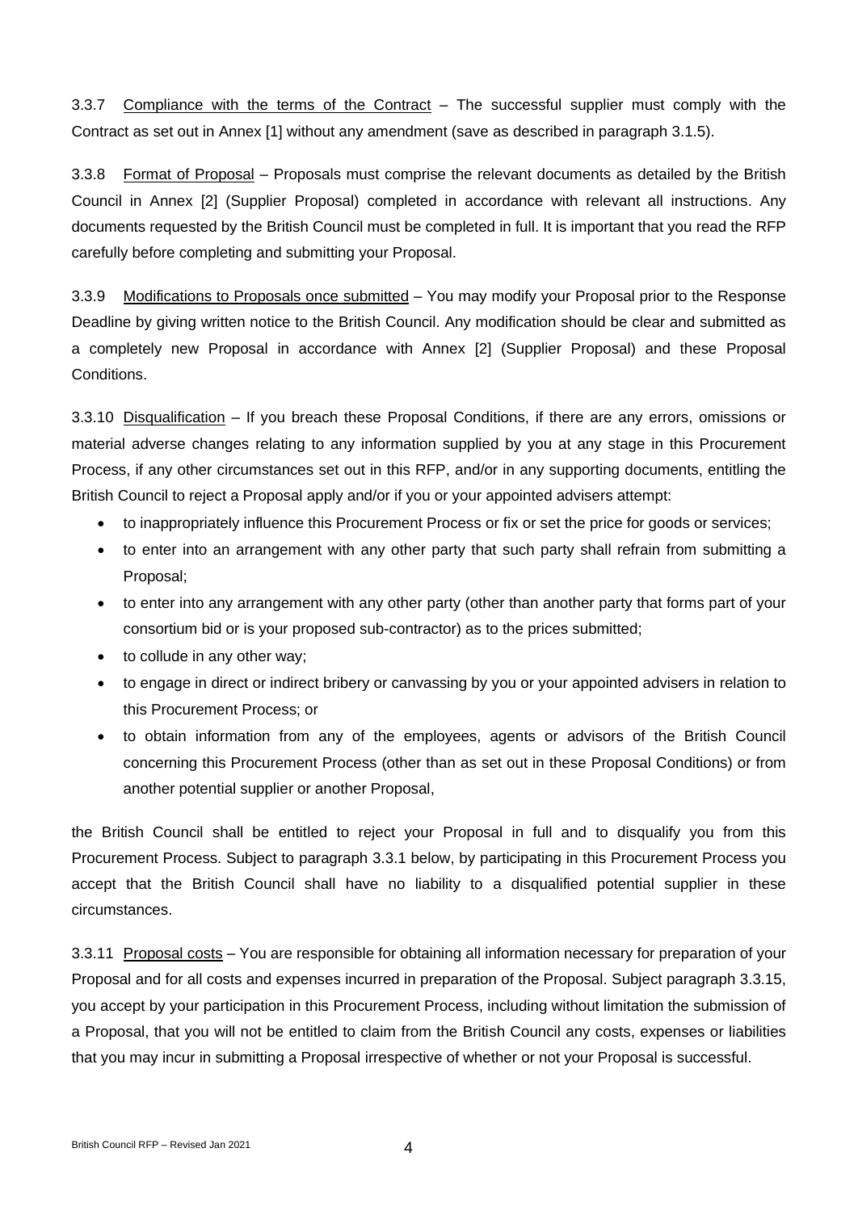3.3.7 Compliance with the terms of the Contract – The successful supplier must comply with the Contract as set out in Annex [1] without any amendment (save as described in paragraph 3.1.5).

3.3.8 Format of Proposal – Proposals must comprise the relevant documents as detailed by the British Council in Annex [2] (Supplier Proposal) completed in accordance with relevant all instructions. Any documents requested by the British Council must be completed in full. It is important that you read the RFP carefully before completing and submitting your Proposal.

3.3.9 Modifications to Proposals once submitted – You may modify your Proposal prior to the Response Deadline by giving written notice to the British Council. Any modification should be clear and submitted as a completely new Proposal in accordance with Annex [2] (Supplier Proposal) and these Proposal Conditions.

3.3.10 Disqualification – If you breach these Proposal Conditions, if there are any errors, omissions or material adverse changes relating to any information supplied by you at any stage in this Procurement Process, if any other circumstances set out in this RFP, and/or in any supporting documents, entitling the British Council to reject a Proposal apply and/or if you or your appointed advisers attempt:

- to inappropriately influence this Procurement Process or fix or set the price for goods or services;
- to enter into an arrangement with any other party that such party shall refrain from submitting a Proposal;
- to enter into any arrangement with any other party (other than another party that forms part of your consortium bid or is your proposed sub-contractor) as to the prices submitted;
- to collude in any other way;
- to engage in direct or indirect bribery or canvassing by you or your appointed advisers in relation to this Procurement Process; or
- to obtain information from any of the employees, agents or advisors of the British Council concerning this Procurement Process (other than as set out in these Proposal Conditions) or from another potential supplier or another Proposal,

the British Council shall be entitled to reject your Proposal in full and to disqualify you from this Procurement Process. Subject to paragraph 3.3.1 below, by participating in this Procurement Process you accept that the British Council shall have no liability to a disqualified potential supplier in these circumstances.

3.3.11 Proposal costs – You are responsible for obtaining all information necessary for preparation of your Proposal and for all costs and expenses incurred in preparation of the Proposal. Subject paragraph 3.3.15, you accept by your participation in this Procurement Process, including without limitation the submission of a Proposal, that you will not be entitled to claim from the British Council any costs, expenses or liabilities that you may incur in submitting a Proposal irrespective of whether or not your Proposal is successful.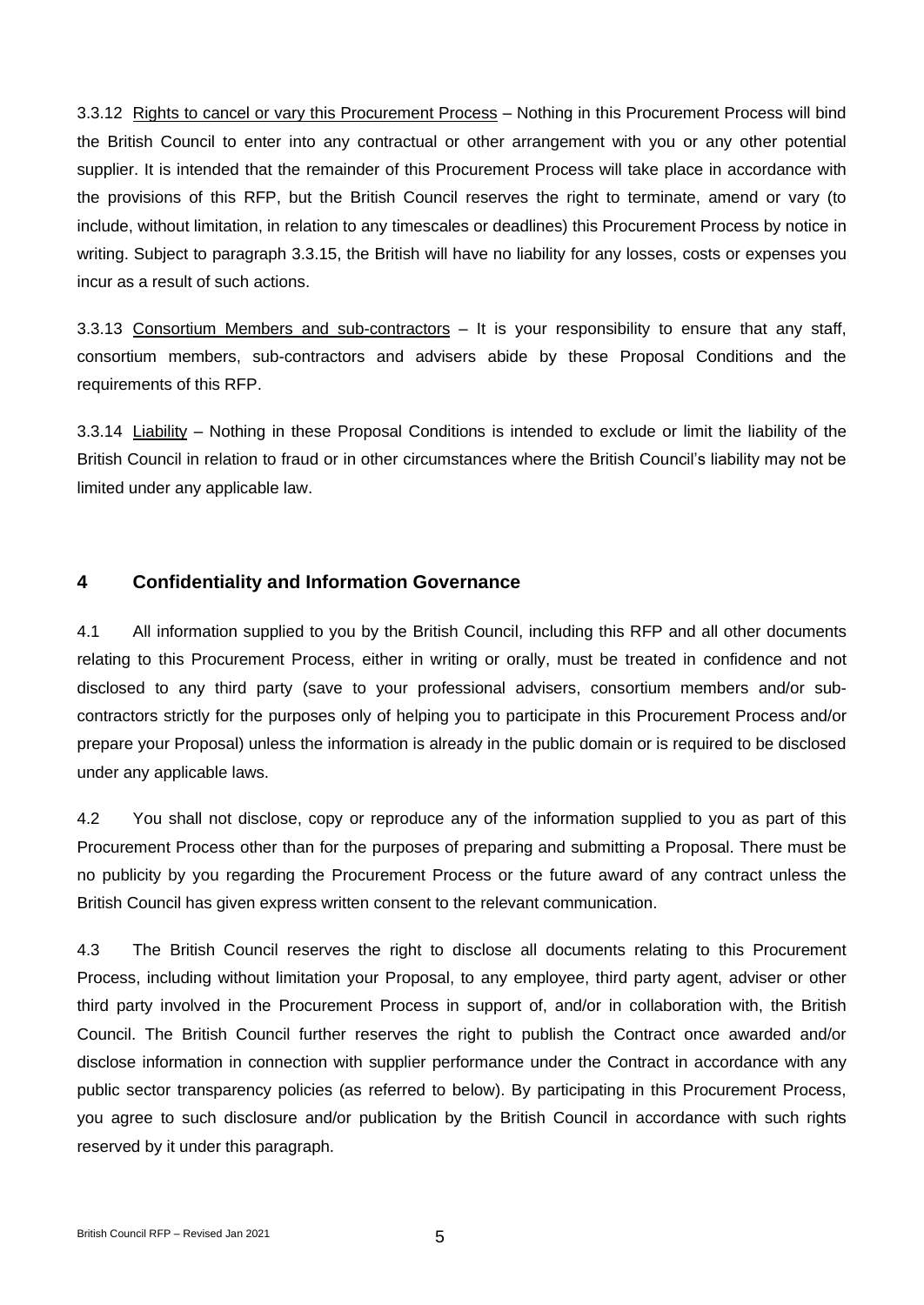3.3.12 Rights to cancel or vary this Procurement Process – Nothing in this Procurement Process will bind the British Council to enter into any contractual or other arrangement with you or any other potential supplier. It is intended that the remainder of this Procurement Process will take place in accordance with the provisions of this RFP, but the British Council reserves the right to terminate, amend or vary (to include, without limitation, in relation to any timescales or deadlines) this Procurement Process by notice in writing. Subject to paragraph 3.3.15, the British will have no liability for any losses, costs or expenses you incur as a result of such actions.

3.3.13 Consortium Members and sub-contractors – It is your responsibility to ensure that any staff, consortium members, sub-contractors and advisers abide by these Proposal Conditions and the requirements of this RFP.

3.3.14 Liability – Nothing in these Proposal Conditions is intended to exclude or limit the liability of the British Council in relation to fraud or in other circumstances where the British Council's liability may not be limited under any applicable law.

## 4 Confidentiality and Information Governance

4.1 All information supplied to you by the British Council, including this RFP and all other documents relating to this Procurement Process, either in writing or orally, must be treated in confidence and not disclosed to any third party (save to your professional advisers, consortium members and/or sub-contractors strictly for the purposes only of helping you to participate in this Procurement Process and/or prepare your Proposal) unless the information is already in the public domain or is required to be disclosed under any applicable laws.

4.2 You shall not disclose, copy or reproduce any of the information supplied to you as part of this Procurement Process other than for the purposes of preparing and submitting a Proposal. There must be no publicity by you regarding the Procurement Process or the future award of any contract unless the British Council has given express written consent to the relevant communication.

4.3 The British Council reserves the right to disclose all documents relating to this Procurement Process, including without limitation your Proposal, to any employee, third party agent, adviser or other third party involved in the Procurement Process in support of, and/or in collaboration with, the British Council. The British Council further reserves the right to publish the Contract once awarded and/or disclose information in connection with supplier performance under the Contract in accordance with any public sector transparency policies (as referred to below). By participating in this Procurement Process, you agree to such disclosure and/or publication by the British Council in accordance with such rights reserved by it under this paragraph.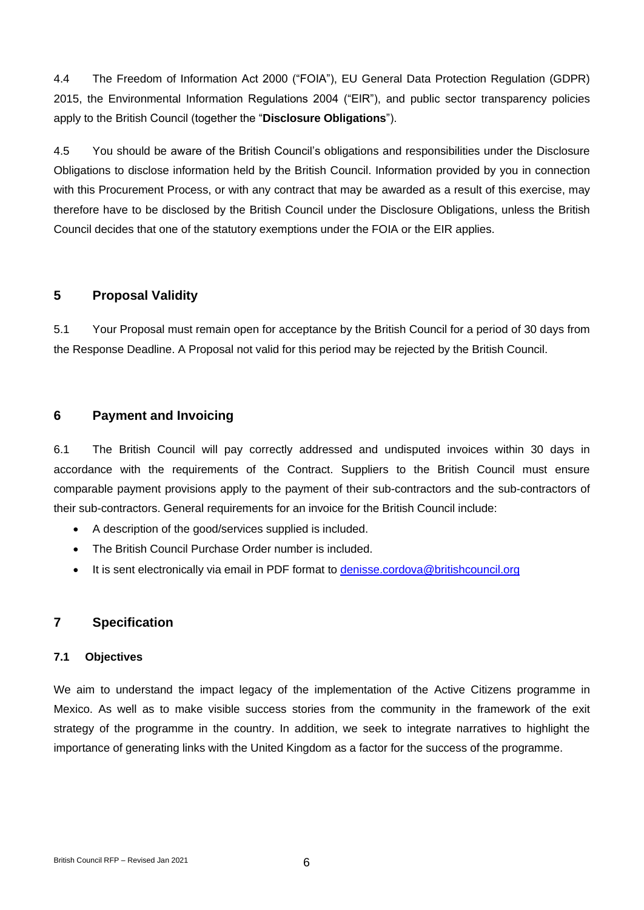4.4 The Freedom of Information Act 2000 ("FOIA"), EU General Data Protection Regulation (GDPR) 2015, the Environmental Information Regulations 2004 ("EIR"), and public sector transparency policies apply to the British Council (together the "**Disclosure Obligations**").

4.5 You should be aware of the British Council's obligations and responsibilities under the Disclosure Obligations to disclose information held by the British Council. Information provided by you in connection with this Procurement Process, or with any contract that may be awarded as a result of this exercise, may therefore have to be disclosed by the British Council under the Disclosure Obligations, unless the British Council decides that one of the statutory exemptions under the FOIA or the EIR applies.

## 5 Proposal Validity

5.1 Your Proposal must remain open for acceptance by the British Council for a period of 30 days from the Response Deadline. A Proposal not valid for this period may be rejected by the British Council.

## 6 Payment and Invoicing

6.1 The British Council will pay correctly addressed and undisputed invoices within 30 days in accordance with the requirements of the Contract. Suppliers to the British Council must ensure comparable payment provisions apply to the payment of their sub-contractors and the sub-contractors of their sub-contractors. General requirements for an invoice for the British Council include:

- A description of the good/services supplied is included.
- The British Council Purchase Order number is included.
- It is sent electronically via email in PDF format to denisse.cordova@britishcouncil.org

## 7 Specification

### 7.1 Objectives

We aim to understand the impact legacy of the implementation of the Active Citizens programme in Mexico. As well as to make visible success stories from the community in the framework of the exit strategy of the programme in the country. In addition, we seek to integrate narratives to highlight the importance of generating links with the United Kingdom as a factor for the success of the programme.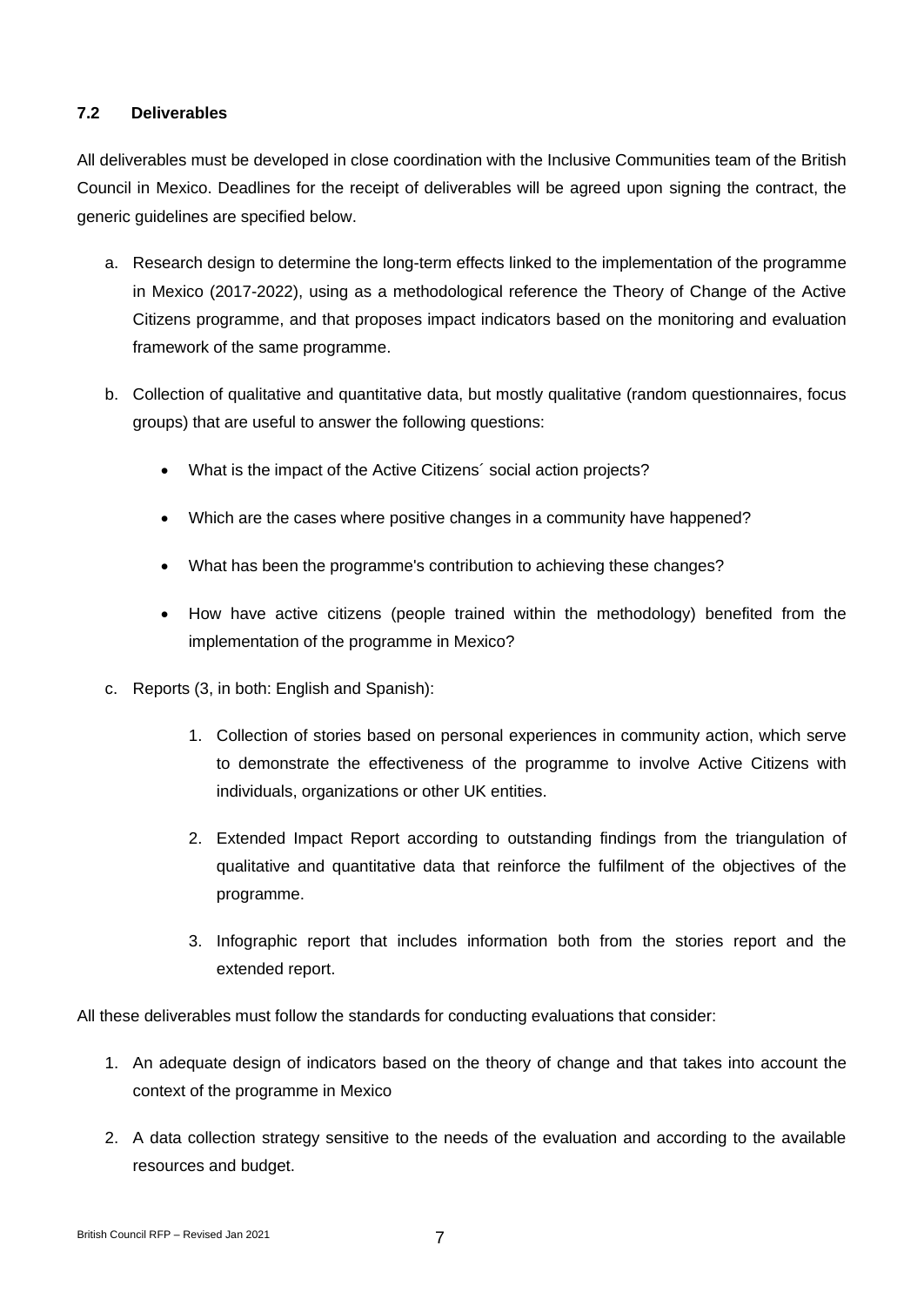### 7.2 Deliverables

All deliverables must be developed in close coordination with the Inclusive Communities team of the British Council in Mexico. Deadlines for the receipt of deliverables will be agreed upon signing the contract, the generic guidelines are specified below.

a. Research design to determine the long-term effects linked to the implementation of the programme in Mexico (2017-2022), using as a methodological reference the Theory of Change of the Active Citizens programme, and that proposes impact indicators based on the monitoring and evaluation framework of the same programme.

b. Collection of qualitative and quantitative data, but mostly qualitative (random questionnaires, focus groups) that are useful to answer the following questions:

   - What is the impact of the Active Citizens´ social action projects?
   - Which are the cases where positive changes in a community have happened?
   - What has been the programme's contribution to achieving these changes?
   - How have active citizens (people trained within the methodology) benefited from the implementation of the programme in Mexico?

c. Reports (3, in both: English and Spanish):

   1. Collection of stories based on personal experiences in community action, which serve to demonstrate the effectiveness of the programme to involve Active Citizens with individuals, organizations or other UK entities.
   2. Extended Impact Report according to outstanding findings from the triangulation of qualitative and quantitative data that reinforce the fulfilment of the objectives of the programme.
   3. Infographic report that includes information both from the stories report and the extended report.

All these deliverables must follow the standards for conducting evaluations that consider:

1. An adequate design of indicators based on the theory of change and that takes into account the context of the programme in Mexico
2. A data collection strategy sensitive to the needs of the evaluation and according to the available resources and budget.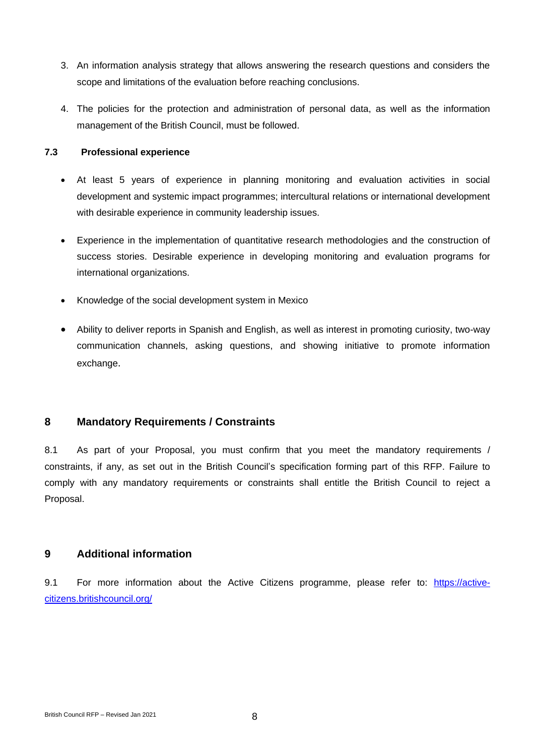3. An information analysis strategy that allows answering the research questions and considers the scope and limitations of the evaluation before reaching conclusions.

4. The policies for the protection and administration of personal data, as well as the information management of the British Council, must be followed.

### 7.3 Professional experience

- At least 5 years of experience in planning monitoring and evaluation activities in social development and systemic impact programmes; intercultural relations or international development with desirable experience in community leadership issues.
- Experience in the implementation of quantitative research methodologies and the construction of success stories. Desirable experience in developing monitoring and evaluation programs for international organizations.
- Knowledge of the social development system in Mexico
- Ability to deliver reports in Spanish and English, as well as interest in promoting curiosity, two-way communication channels, asking questions, and showing initiative to promote information exchange.

## 8 Mandatory Requirements / Constraints

8.1 As part of your Proposal, you must confirm that you meet the mandatory requirements / constraints, if any, as set out in the British Council's specification forming part of this RFP. Failure to comply with any mandatory requirements or constraints shall entitle the British Council to reject a Proposal.

## 9 Additional information

9.1 For more information about the Active Citizens programme, please refer to: [https://active-citizens.britishcouncil.org/](https://active-citizens.britishcouncil.org/)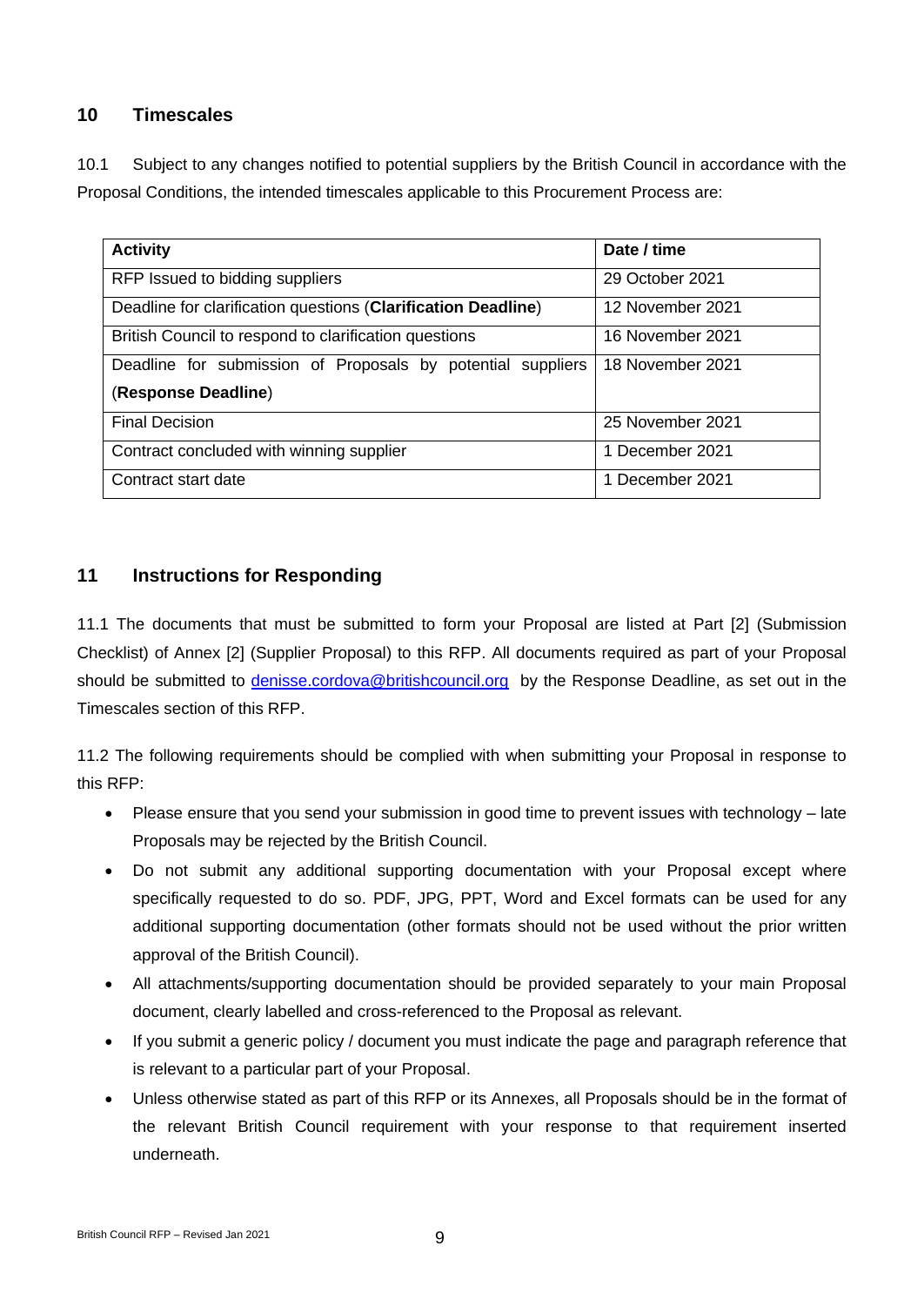## 10 Timescales

10.1 Subject to any changes notified to potential suppliers by the British Council in accordance with the Proposal Conditions, the intended timescales applicable to this Procurement Process are:

| **Activity** | **Date / time** |
|---|---|
| RFP Issued to bidding suppliers | 29 October 2021 |
| Deadline for clarification questions (**Clarification Deadline**) | 12 November 2021 |
| British Council to respond to clarification questions | 16 November 2021 |
| Deadline for submission of Proposals by potential suppliers (**Response Deadline**) | 18 November 2021 |
| Final Decision | 25 November 2021 |
| Contract concluded with winning supplier | 1 December 2021 |
| Contract start date | 1 December 2021 |

## 11 Instructions for Responding

11.1 The documents that must be submitted to form your Proposal are listed at Part [2] (Submission Checklist) of Annex [2] (Supplier Proposal) to this RFP. All documents required as part of your Proposal should be submitted to [denisse.cordova@britishcouncil.org](mailto:denisse.cordova@britishcouncil.org) by the Response Deadline, as set out in the Timescales section of this RFP.

11.2 The following requirements should be complied with when submitting your Proposal in response to this RFP:

- Please ensure that you send your submission in good time to prevent issues with technology – late Proposals may be rejected by the British Council.
- Do not submit any additional supporting documentation with your Proposal except where specifically requested to do so. PDF, JPG, PPT, Word and Excel formats can be used for any additional supporting documentation (other formats should not be used without the prior written approval of the British Council).
- All attachments/supporting documentation should be provided separately to your main Proposal document, clearly labelled and cross-referenced to the Proposal as relevant.
- If you submit a generic policy / document you must indicate the page and paragraph reference that is relevant to a particular part of your Proposal.
- Unless otherwise stated as part of this RFP or its Annexes, all Proposals should be in the format of the relevant British Council requirement with your response to that requirement inserted underneath.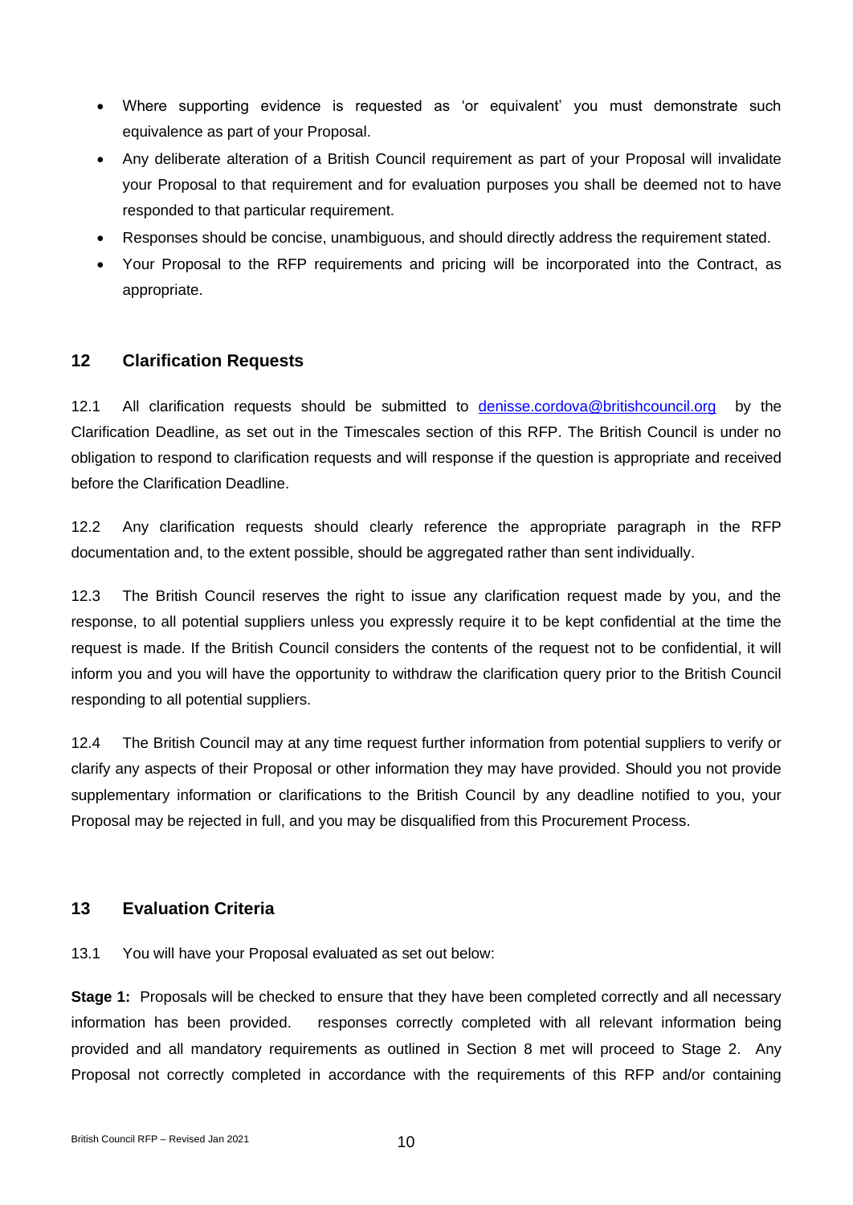- Where supporting evidence is requested as 'or equivalent' you must demonstrate such equivalence as part of your Proposal.
- Any deliberate alteration of a British Council requirement as part of your Proposal will invalidate your Proposal to that requirement and for evaluation purposes you shall be deemed not to have responded to that particular requirement.
- Responses should be concise, unambiguous, and should directly address the requirement stated.
- Your Proposal to the RFP requirements and pricing will be incorporated into the Contract, as appropriate.

## 12 Clarification Requests

12.1 All clarification requests should be submitted to denisse.cordova@britishcouncil.org by the Clarification Deadline, as set out in the Timescales section of this RFP. The British Council is under no obligation to respond to clarification requests and will response if the question is appropriate and received before the Clarification Deadline.

12.2 Any clarification requests should clearly reference the appropriate paragraph in the RFP documentation and, to the extent possible, should be aggregated rather than sent individually.

12.3 The British Council reserves the right to issue any clarification request made by you, and the response, to all potential suppliers unless you expressly require it to be kept confidential at the time the request is made. If the British Council considers the contents of the request not to be confidential, it will inform you and you will have the opportunity to withdraw the clarification query prior to the British Council responding to all potential suppliers.

12.4 The British Council may at any time request further information from potential suppliers to verify or clarify any aspects of their Proposal or other information they may have provided. Should you not provide supplementary information or clarifications to the British Council by any deadline notified to you, your Proposal may be rejected in full, and you may be disqualified from this Procurement Process.

## 13 Evaluation Criteria

13.1 You will have your Proposal evaluated as set out below:

**Stage 1:** Proposals will be checked to ensure that they have been completed correctly and all necessary information has been provided. responses correctly completed with all relevant information being provided and all mandatory requirements as outlined in Section 8 met will proceed to Stage 2. Any Proposal not correctly completed in accordance with the requirements of this RFP and/or containing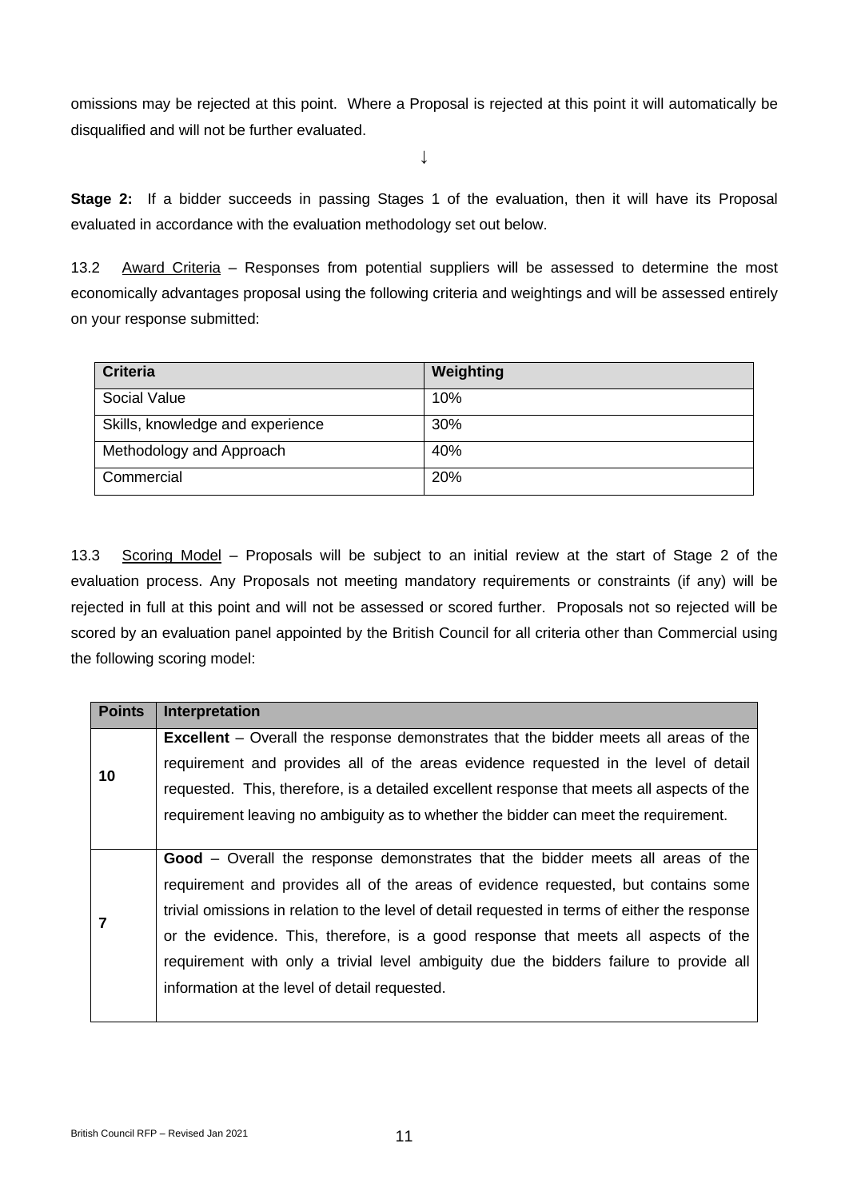omissions may be rejected at this point. Where a Proposal is rejected at this point it will automatically be disqualified and will not be further evaluated.

↓

**Stage 2:** If a bidder succeeds in passing Stages 1 of the evaluation, then it will have its Proposal evaluated in accordance with the evaluation methodology set out below.

13.2 Award Criteria – Responses from potential suppliers will be assessed to determine the most economically advantages proposal using the following criteria and weightings and will be assessed entirely on your response submitted:

| Criteria | Weighting |
|---|---|
| Social Value | 10% |
| Skills, knowledge and experience | 30% |
| Methodology and Approach | 40% |
| Commercial | 20% |

13.3 Scoring Model – Proposals will be subject to an initial review at the start of Stage 2 of the evaluation process. Any Proposals not meeting mandatory requirements or constraints (if any) will be rejected in full at this point and will not be assessed or scored further. Proposals not so rejected will be scored by an evaluation panel appointed by the British Council for all criteria other than Commercial using the following scoring model:

| Points | Interpretation |
|---|---|
| **10** | **Excellent** – Overall the response demonstrates that the bidder meets all areas of the requirement and provides all of the areas evidence requested in the level of detail requested. This, therefore, is a detailed excellent response that meets all aspects of the requirement leaving no ambiguity as to whether the bidder can meet the requirement. |
| **7** | **Good** – Overall the response demonstrates that the bidder meets all areas of the requirement and provides all of the areas of evidence requested, but contains some trivial omissions in relation to the level of detail requested in terms of either the response or the evidence. This, therefore, is a good response that meets all aspects of the requirement with only a trivial level ambiguity due the bidders failure to provide all information at the level of detail requested. |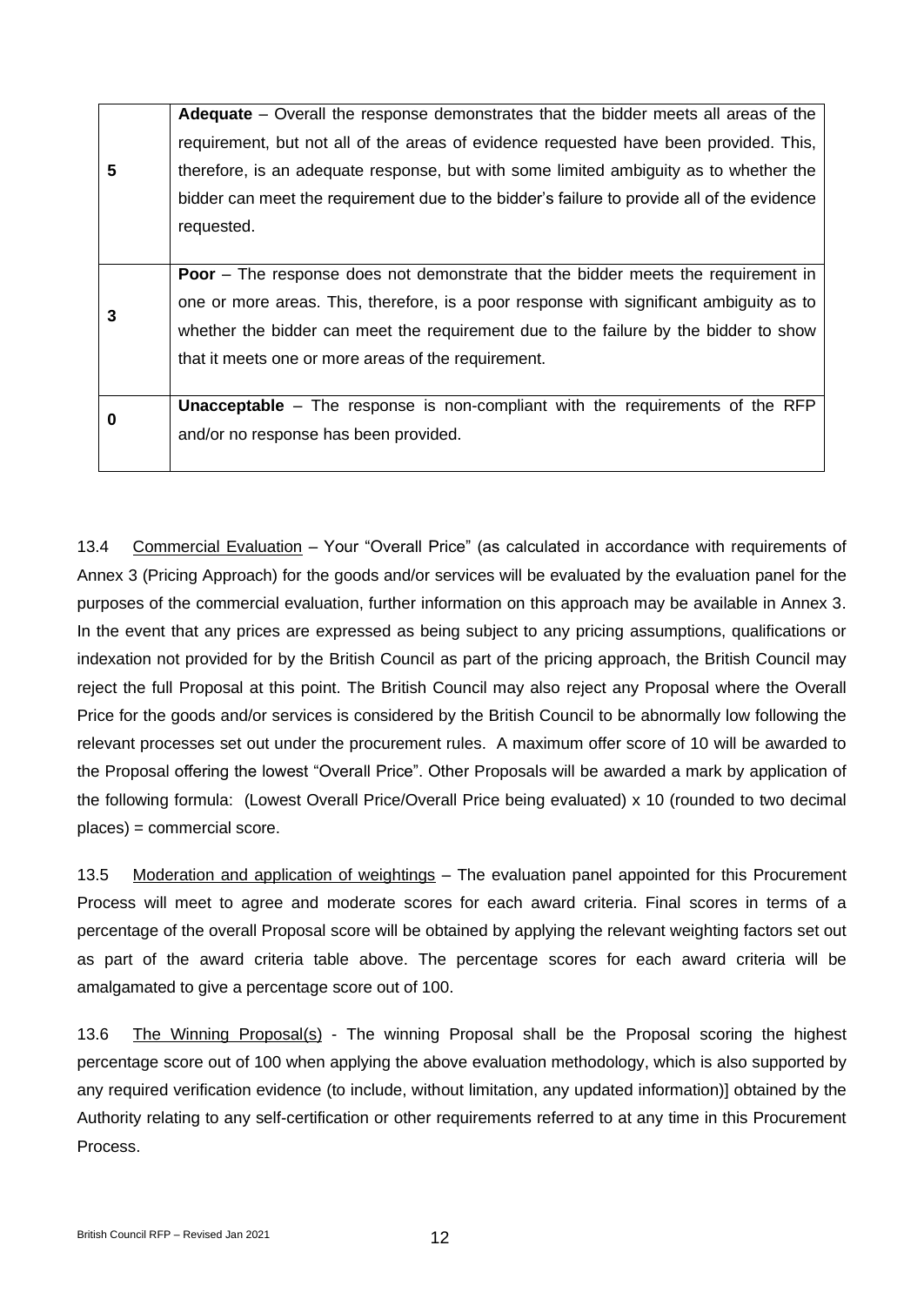| | |
|---|---|
| 5 | **Adequate** – Overall the response demonstrates that the bidder meets all areas of the requirement, but not all of the areas of evidence requested have been provided. This, therefore, is an adequate response, but with some limited ambiguity as to whether the bidder can meet the requirement due to the bidder's failure to provide all of the evidence requested. |
| 3 | **Poor** – The response does not demonstrate that the bidder meets the requirement in one or more areas. This, therefore, is a poor response with significant ambiguity as to whether the bidder can meet the requirement due to the failure by the bidder to show that it meets one or more areas of the requirement. |
| 0 | **Unacceptable** – The response is non-compliant with the requirements of the RFP and/or no response has been provided. |

13.4 Commercial Evaluation – Your "Overall Price" (as calculated in accordance with requirements of Annex 3 (Pricing Approach) for the goods and/or services will be evaluated by the evaluation panel for the purposes of the commercial evaluation, further information on this approach may be available in Annex 3. In the event that any prices are expressed as being subject to any pricing assumptions, qualifications or indexation not provided for by the British Council as part of the pricing approach, the British Council may reject the full Proposal at this point. The British Council may also reject any Proposal where the Overall Price for the goods and/or services is considered by the British Council to be abnormally low following the relevant processes set out under the procurement rules. A maximum offer score of 10 will be awarded to the Proposal offering the lowest "Overall Price". Other Proposals will be awarded a mark by application of the following formula: (Lowest Overall Price/Overall Price being evaluated) x 10 (rounded to two decimal places) = commercial score.

13.5 Moderation and application of weightings – The evaluation panel appointed for this Procurement Process will meet to agree and moderate scores for each award criteria. Final scores in terms of a percentage of the overall Proposal score will be obtained by applying the relevant weighting factors set out as part of the award criteria table above. The percentage scores for each award criteria will be amalgamated to give a percentage score out of 100.

13.6 The Winning Proposal(s) - The winning Proposal shall be the Proposal scoring the highest percentage score out of 100 when applying the above evaluation methodology, which is also supported by any required verification evidence (to include, without limitation, any updated information)] obtained by the Authority relating to any self-certification or other requirements referred to at any time in this Procurement Process.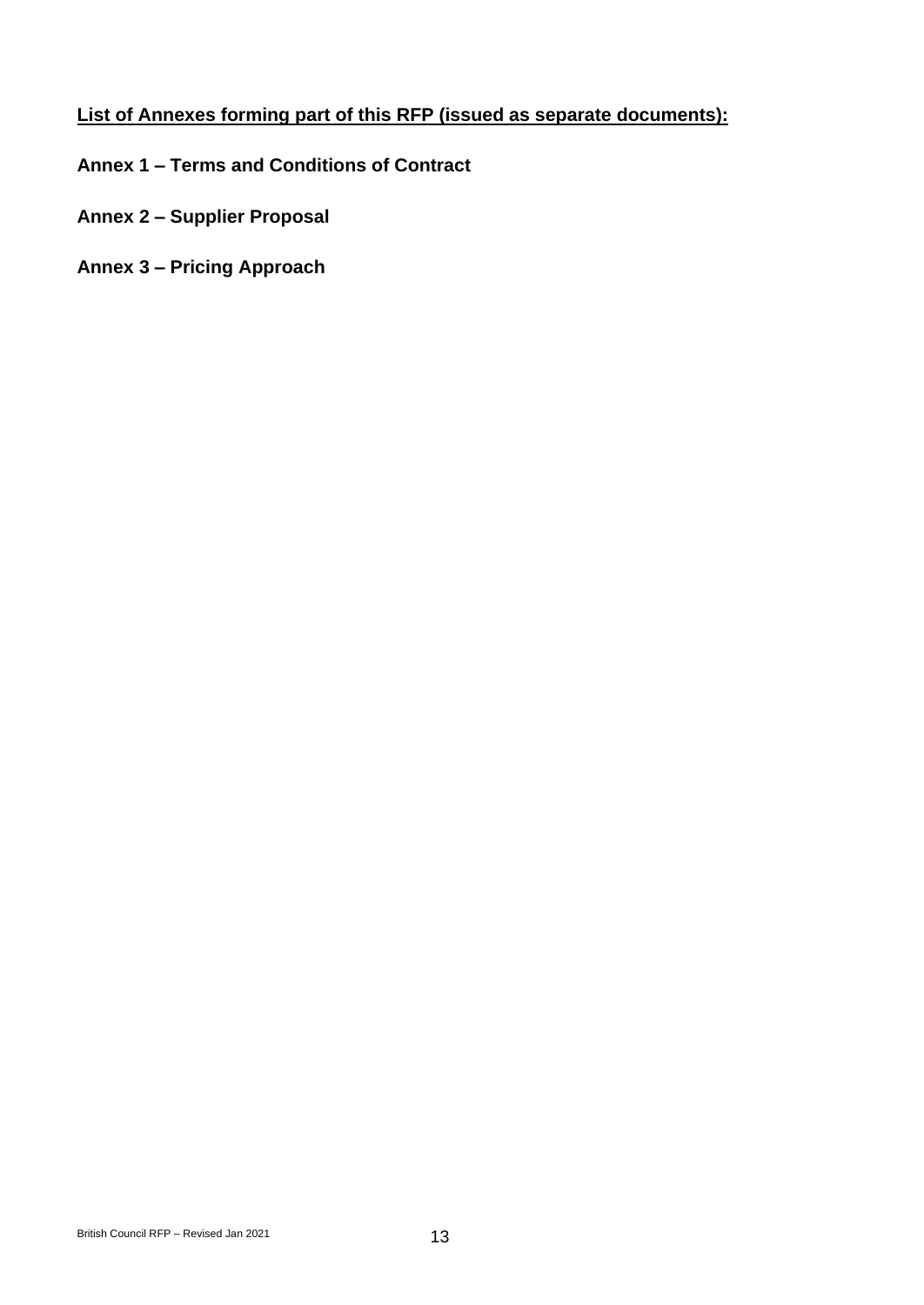**<u>List of Annexes forming part of this RFP (issued as separate documents):</u>**

**Annex 1 – Terms and Conditions of Contract**

**Annex 2 – Supplier Proposal**

**Annex 3 – Pricing Approach**